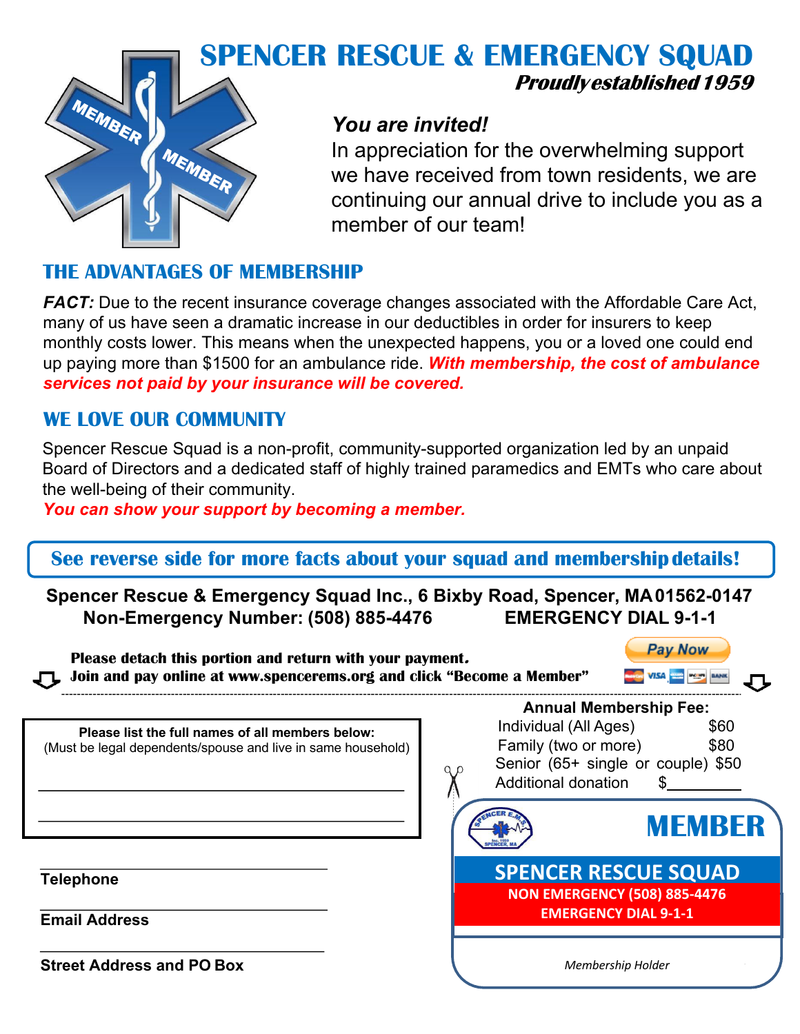# SPENCER RESCUE & EMERGENCY SQUAD

***Proudly established 1959***

MEMBER MEMBER

***You are invited!***

In appreciation for the overwhelming support we have received from town residents, we are continuing our annual drive to include you as a member of our team!

## THE ADVANTAGES OF MEMBERSHIP

***FACT:*** Due to the recent insurance coverage changes associated with the Affordable Care Act, many of us have seen a dramatic increase in our deductibles in order for insurers to keep monthly costs lower. This means when the unexpected happens, you or a loved one could end up paying more than $1500 for an ambulance ride. ***With membership, the cost of ambulance services not paid by your insurance will be covered.***

## WE LOVE OUR COMMUNITY

Spencer Rescue Squad is a non-profit, community-supported organization led by an unpaid Board of Directors and a dedicated staff of highly trained paramedics and EMTs who care about the well-being of their community.

***You can show your support by becoming a member.***

**See reverse side for more facts about your squad and membership details!**

**Spencer Rescue & Emergency Squad Inc., 6 Bixby Road, Spencer, MA 01562-0147**

**Non-Emergency Number: (508) 885-4476 EMERGENCY DIAL 9-1-1**

**Please detach this portion and return with your payment.**

**Join and pay online at www.spencerems.org and click "Become a Member"**

Pay Now

---

**Please list the full names of all members below:**

(Must be legal dependents/spouse and live in same household)

______________________________

______________________________

**Annual Membership Fee:**

| | |
|---|---|
| Individual (All Ages) | $60 |
| Family (two or more) | $80 |
| Senior (65+ single or couple) | $50 |
| Additional donation | $________ |

______________________________

**Telephone**

______________________________

**Email Address**

______________________________

**Street Address and PO Box**

**MEMBER**

**SPENCER RESCUE SQUAD**

**NON EMERGENCY (508) 885-4476**

**EMERGENCY DIAL 9-1-1**

*Membership Holder*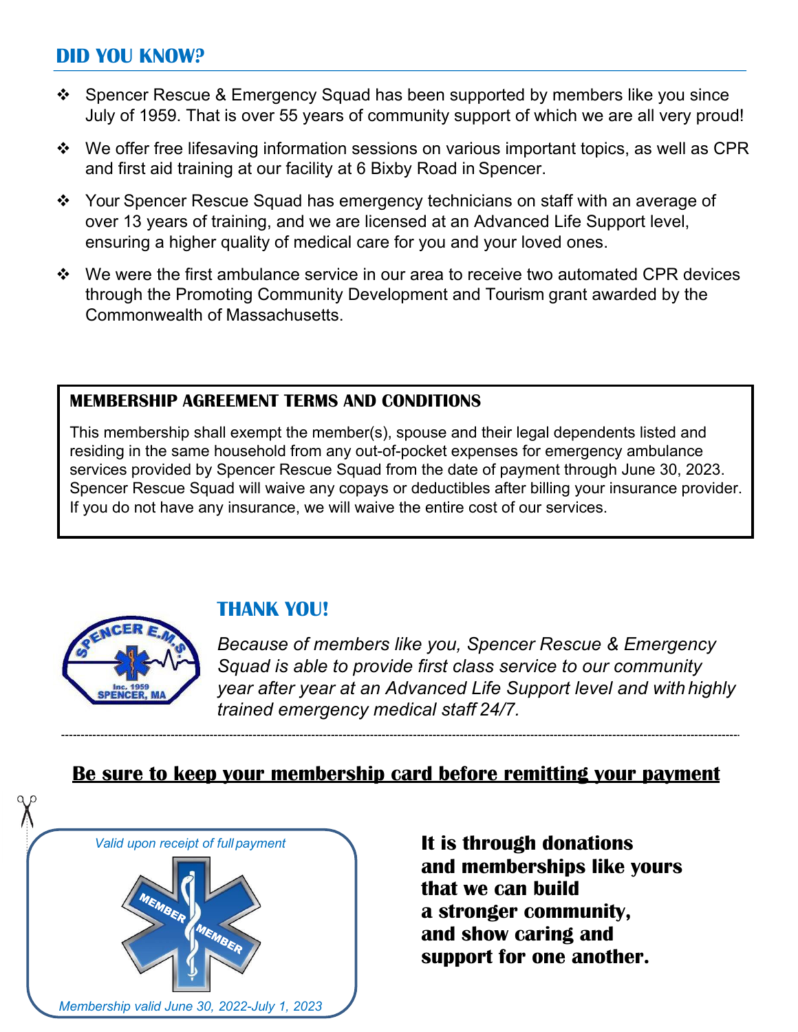## DID YOU KNOW?

- Spencer Rescue & Emergency Squad has been supported by members like you since July of 1959. That is over 55 years of community support of which we are all very proud!
- We offer free lifesaving information sessions on various important topics, as well as CPR and first aid training at our facility at 6 Bixby Road in Spencer.
- Your Spencer Rescue Squad has emergency technicians on staff with an average of over 13 years of training, and we are licensed at an Advanced Life Support level, ensuring a higher quality of medical care for you and your loved ones.
- We were the first ambulance service in our area to receive two automated CPR devices through the Promoting Community Development and Tourism grant awarded by the Commonwealth of Massachusetts.

### MEMBERSHIP AGREEMENT TERMS AND CONDITIONS

This membership shall exempt the member(s), spouse and their legal dependents listed and residing in the same household from any out-of-pocket expenses for emergency ambulance services provided by Spencer Rescue Squad from the date of payment through June 30, 2023. Spencer Rescue Squad will waive any copays or deductibles after billing your insurance provider. If you do not have any insurance, we will waive the entire cost of our services.

SPENCER E.M.S.
Inc. 1959
SPENCER, MA

## THANK YOU!

*Because of members like you, Spencer Rescue & Emergency Squad is able to provide first class service to our community year after year at an Advanced Life Support level and with highly trained emergency medical staff 24/7.*

---

**Be sure to keep your membership card before remitting your payment**

*Valid upon receipt of full payment*

MEMBER MEMBER

*Membership valid June 30, 2022-July 1, 2023*

**It is through donations and memberships like yours that we can build a stronger community, and show caring and support for one another.**